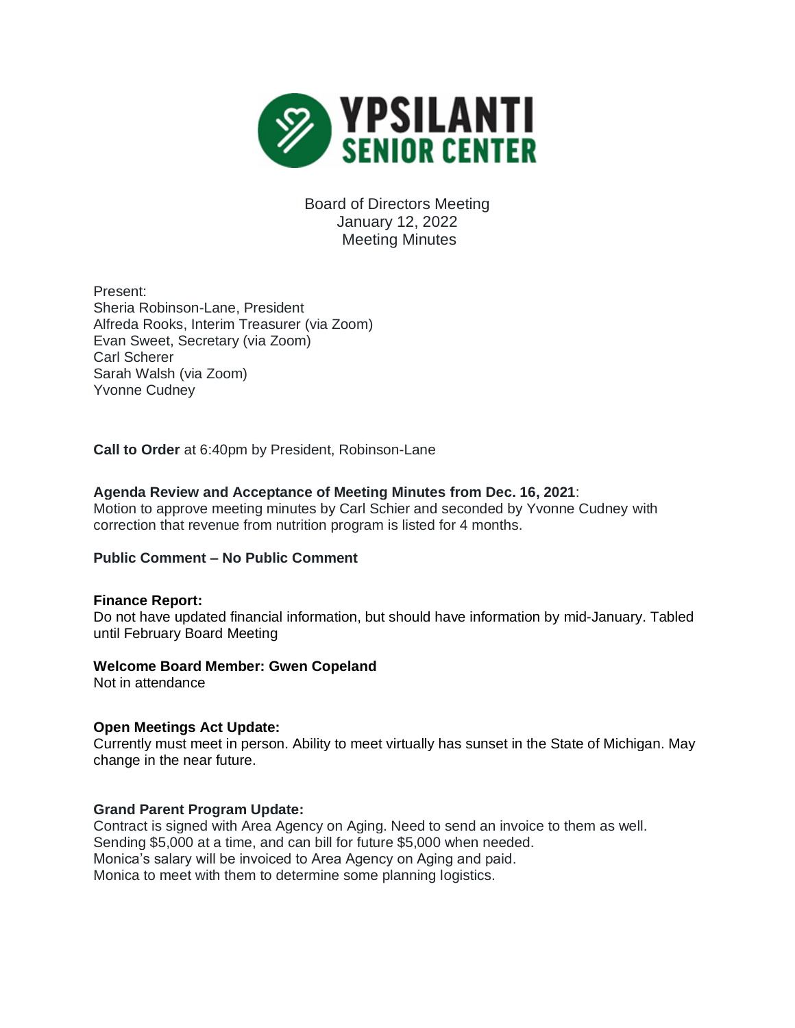# YPSILANTI SENIOR CENTER

Board of Directors Meeting
January 12, 2022
Meeting Minutes

Present:
Sheria Robinson-Lane, President
Alfreda Rooks, Interim Treasurer (via Zoom)
Evan Sweet, Secretary (via Zoom)
Carl Scherer
Sarah Walsh (via Zoom)
Yvonne Cudney

**Call to Order** at 6:40pm by President, Robinson-Lane

**Agenda Review and Acceptance of Meeting Minutes from Dec. 16, 2021**:
Motion to approve meeting minutes by Carl Schier and seconded by Yvonne Cudney with correction that revenue from nutrition program is listed for 4 months.

**Public Comment – No Public Comment**

**Finance Report:**
Do not have updated financial information, but should have information by mid-January. Tabled until February Board Meeting

**Welcome Board Member: Gwen Copeland**
Not in attendance

**Open Meetings Act Update:**
Currently must meet in person. Ability to meet virtually has sunset in the State of Michigan. May change in the near future.

**Grand Parent Program Update:**
Contract is signed with Area Agency on Aging. Need to send an invoice to them as well.
Sending $5,000 at a time, and can bill for future $5,000 when needed.
Monica's salary will be invoiced to Area Agency on Aging and paid.
Monica to meet with them to determine some planning logistics.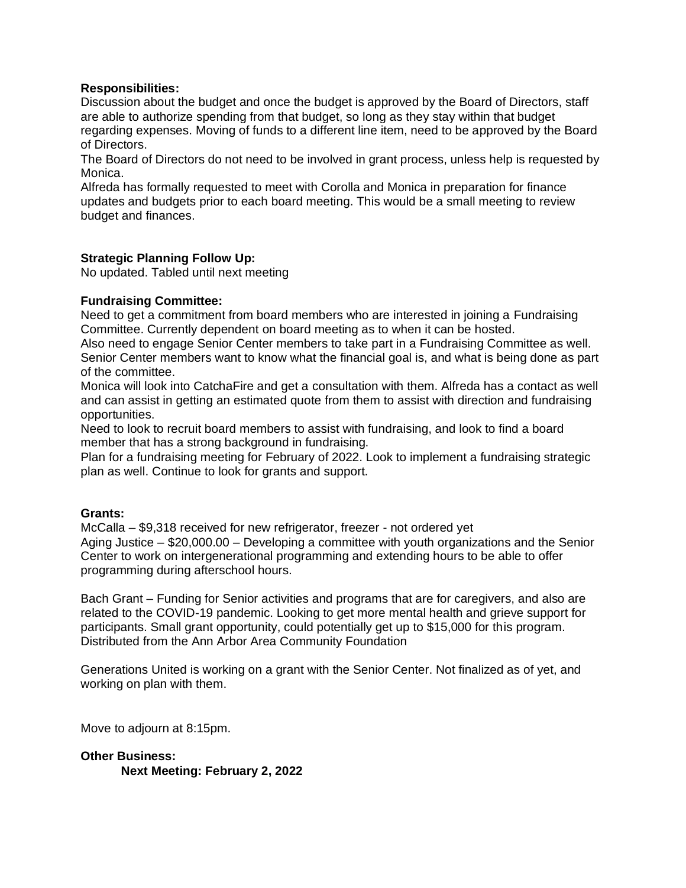**Responsibilities:**
Discussion about the budget and once the budget is approved by the Board of Directors, staff are able to authorize spending from that budget, so long as they stay within that budget regarding expenses. Moving of funds to a different line item, need to be approved by the Board of Directors.
The Board of Directors do not need to be involved in grant process, unless help is requested by Monica.
Alfreda has formally requested to meet with Corolla and Monica in preparation for finance updates and budgets prior to each board meeting. This would be a small meeting to review budget and finances.

**Strategic Planning Follow Up:**
No updated. Tabled until next meeting

**Fundraising Committee:**
Need to get a commitment from board members who are interested in joining a Fundraising Committee. Currently dependent on board meeting as to when it can be hosted.
Also need to engage Senior Center members to take part in a Fundraising Committee as well. Senior Center members want to know what the financial goal is, and what is being done as part of the committee.
Monica will look into CatchaFire and get a consultation with them. Alfreda has a contact as well and can assist in getting an estimated quote from them to assist with direction and fundraising opportunities.
Need to look to recruit board members to assist with fundraising, and look to find a board member that has a strong background in fundraising.
Plan for a fundraising meeting for February of 2022. Look to implement a fundraising strategic plan as well. Continue to look for grants and support.

**Grants:**
McCalla – $9,318 received for new refrigerator, freezer - not ordered yet
Aging Justice – $20,000.00 – Developing a committee with youth organizations and the Senior Center to work on intergenerational programming and extending hours to be able to offer programming during afterschool hours.

Bach Grant – Funding for Senior activities and programs that are for caregivers, and also are related to the COVID-19 pandemic. Looking to get more mental health and grieve support for participants. Small grant opportunity, could potentially get up to $15,000 for this program. Distributed from the Ann Arbor Area Community Foundation

Generations United is working on a grant with the Senior Center. Not finalized as of yet, and working on plan with them.

Move to adjourn at 8:15pm.

**Other Business:**

**Next Meeting: February 2, 2022**